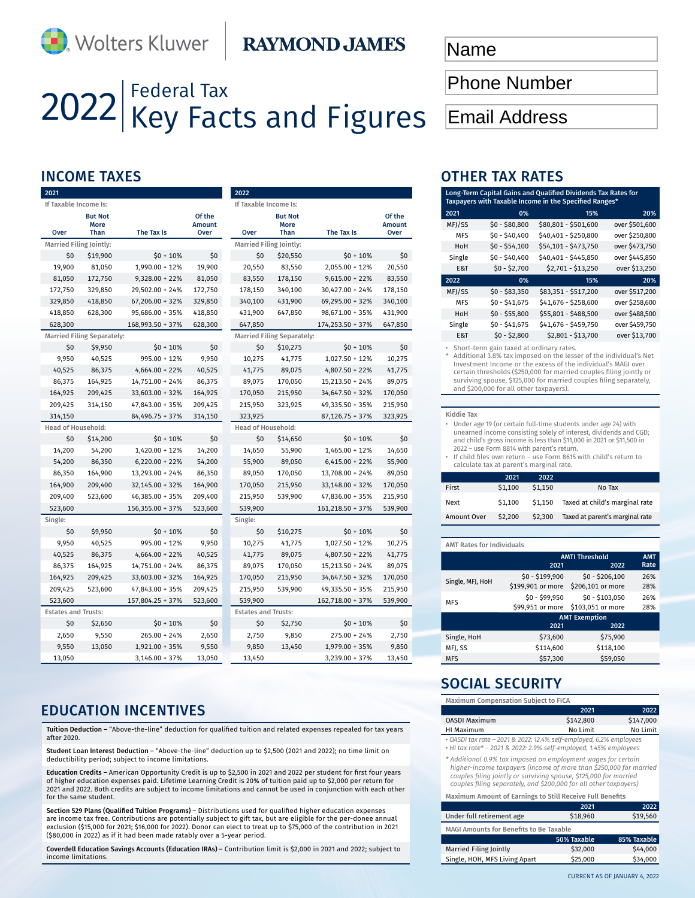Wolters Kluwer | RAYMOND JAMES

Name

Phone Number

Email Address

# 2022 Federal Tax Key Facts and Figures

## INCOME TAXES

| 2021 | | | |
|---|---|---|---|
| If Taxable Income Is: | | | |
| Over | But Not More Than | The Tax Is | Of the Amount Over |
| **Married Filing Jointly:** | | | |
| $0 | $19,900 | $0 + 10% | $0 |
| 19,900 | 81,050 | 1,990.00 + 12% | 19,900 |
| 81,050 | 172,750 | 9,328.00 + 22% | 81,050 |
| 172,750 | 329,850 | 29,502.00 + 24% | 172,750 |
| 329,850 | 418,850 | 67,206.00 + 32% | 329,850 |
| 418,850 | 628,300 | 95,686.00 + 35% | 418,850 |
| 628,300 | | 168,993.50 + 37% | 628,300 |
| **Married Filing Separately:** | | | |
| $0 | $9,950 | $0 + 10% | $0 |
| 9,950 | 40,525 | 995.00 + 12% | 9,950 |
| 40,525 | 86,375 | 4,664.00 + 22% | 40,525 |
| 86,375 | 164,925 | 14,751.00 + 24% | 86,375 |
| 164,925 | 209,425 | 33,603.00 + 32% | 164,925 |
| 209,425 | 314,150 | 47,843.00 + 35% | 209,425 |
| 314,150 | | 84,496.75 + 37% | 314,150 |
| **Head of Household:** | | | |
| $0 | $14,200 | $0 + 10% | $0 |
| 14,200 | 54,200 | 1,420.00 + 12% | 14,200 |
| 54,200 | 86,350 | 6,220.00 + 22% | 54,200 |
| 86,350 | 164,900 | 13,293.00 + 24% | 86,350 |
| 164,900 | 209,400 | 32,145.00 + 32% | 164,900 |
| 209,400 | 523,600 | 46,385.00 + 35% | 209,400 |
| 523,600 | | 156,355.00 + 37% | 523,600 |
| **Single:** | | | |
| $0 | $9,950 | $0 + 10% | $0 |
| 9,950 | 40,525 | 995.00 + 12% | 9,950 |
| 40,525 | 86,375 | 4,664.00 + 22% | 40,525 |
| 86,375 | 164,925 | 14,751.00 + 24% | 86,375 |
| 164,925 | 209,425 | 33,603.00 + 32% | 164,925 |
| 209,425 | 523,600 | 47,843.00 + 35% | 209,425 |
| 523,600 | | 157,804.25 + 37% | 523,600 |
| **Estates and Trusts:** | | | |
| $0 | $2,650 | $0 + 10% | $0 |
| 2,650 | 9,550 | 265.00 + 24% | 2,650 |
| 9,550 | 13,050 | 1,921.00 + 35% | 9,550 |
| 13,050 | | 3,146.00 + 37% | 13,050 |

| 2022 | | | |
|---|---|---|---|
| If Taxable Income Is: | | | |
| Over | But Not More Than | The Tax Is | Of the Amount Over |
| **Married Filing Jointly:** | | | |
| $0 | $20,550 | $0 + 10% | $0 |
| 20,550 | 83,550 | 2,055.00 + 12% | 20,550 |
| 83,550 | 178,150 | 9,615.00 + 22% | 83,550 |
| 178,150 | 340,100 | 30,427.00 + 24% | 178,150 |
| 340,100 | 431,900 | 69,295.00 + 32% | 340,100 |
| 431,900 | 647,850 | 98,671.00 + 35% | 431,900 |
| 647,850 | | 174,253.50 + 37% | 647,850 |
| **Married Filing Separately:** | | | |
| $0 | $10,275 | $0 + 10% | $0 |
| 10,275 | 41,775 | 1,027.50 + 12% | 10,275 |
| 41,775 | 89,075 | 4,807.50 + 22% | 41,775 |
| 89,075 | 170,050 | 15,213.50 + 24% | 89,075 |
| 170,050 | 215,950 | 34,647.50 + 32% | 170,050 |
| 215,950 | 323,925 | 49,335.50 + 35% | 215,950 |
| 323,925 | | 87,126.75 + 37% | 323,925 |
| **Head of Household:** | | | |
| $0 | $14,650 | $0 + 10% | $0 |
| 14,650 | 55,900 | 1,465.00 + 12% | 14,650 |
| 55,900 | 89,050 | 6,415.00 + 22% | 55,900 |
| 89,050 | 170,050 | 13,708.00 + 24% | 89,050 |
| 170,050 | 215,950 | 33,148.00 + 32% | 170,050 |
| 215,950 | 539,900 | 47,836.00 + 35% | 215,950 |
| 539,900 | | 161,218.50 + 37% | 539,900 |
| **Single:** | | | |
| $0 | $10,275 | $0 + 10% | $0 |
| 10,275 | 41,775 | 1,027.50 + 12% | 10,275 |
| 41,775 | 89,075 | 4,807.50 + 22% | 41,775 |
| 89,075 | 170,050 | 15,213.50 + 24% | 89,075 |
| 170,050 | 215,950 | 34,647.50 + 32% | 170,050 |
| 215,950 | 539,900 | 49,335.50 + 35% | 215,950 |
| 539,900 | | 162,718.00 + 37% | 539,900 |
| **Estates and Trusts:** | | | |
| $0 | $2,750 | $0 + 10% | $0 |
| 2,750 | 9,850 | 275.00 + 24% | 2,750 |
| 9,850 | 13,450 | 1,979.00 + 35% | 9,850 |
| 13,450 | | 3,239.00 + 37% | 13,450 |

## EDUCATION INCENTIVES

**Tuition Deduction –** "Above-the-line" deduction for qualified tuition and related expenses repealed for tax years after 2020.

**Student Loan Interest Deduction –** "Above-the-line" deduction up to $2,500 (2021 and 2022); no time limit on deductibility period; subject to income limitations.

**Education Credits –** American Opportunity Credit is up to $2,500 in 2021 and 2022 per student for first four years of higher education expenses paid. Lifetime Learning Credit is 20% of tuition paid up to $2,000 per return for 2021 and 2022. Both credits are subject to income limitations and cannot be used in conjunction with each other for the same student.

**Section 529 Plans (Qualified Tuition Programs) –** Distributions used for qualified higher education expenses are income tax free. Contributions are potentially subject to gift tax, but are eligible for the per-donee annual exclusion ($15,000 for 2021; $16,000 for 2022). Donor can elect to treat up to $75,000 of the contribution in 2021 ($80,000 in 2022) as if it had been made ratably over a 5-year period.

**Coverdell Education Savings Accounts (Education IRAs) –** Contribution limit is $2,000 in 2021 and 2022; subject to income limitations.

## OTHER TAX RATES

**Long-Term Capital Gains and Qualified Dividends Tax Rates for Taxpayers with Taxable Income in the Specified Ranges***

| 2021 | 0% | 15% | 20% |
|---|---|---|---|
| MFJ/SS | $0 - $80,800 | $80,801 - $501,600 | over $501,600 |
| MFS | $0 - $40,400 | $40,401 - $250,800 | over $250,800 |
| HoH | $0 - $54,100 | $54,101 - $473,750 | over $473,750 |
| Single | $0 - $40,400 | $40,401 - $445,850 | over $445,850 |
| E&T | $0 - $2,700 | $2,701 - $13,250 | over $13,250 |
| **2022** | **0%** | **15%** | **20%** |
| MFJ/SS | $0 - $83,350 | $83,351 - $517,200 | over $517,200 |
| MFS | $0 - $41,675 | $41,676 - $258,600 | over $258,600 |
| HoH | $0 - $55,800 | $55,801 - $488,500 | over $488,500 |
| Single | $0 - $41,675 | $41,676 - $459,750 | over $459,750 |
| E&T | $0 - $2,800 | $2,801 - $13,700 | over $13,700 |

- Short-term gain taxed at ordinary rates.

* Additional 3.8% tax imposed on the lesser of the individual's Net Investment Income or the excess of the individual's MAGI over certain thresholds ($250,000 for married couples filing jointly or surviving spouse, $125,000 for married couples filing separately, and $200,000 for all other taxpayers).

**Kiddie Tax**

- Under age 19 (or certain full-time students under age 24) with unearned income consisting solely of interest, dividends and CGD; and child's gross income is less than $11,000 in 2021 or $11,500 in 2022 – use Form 8814 with parent's return.
- If child files own return – use Form 8615 with child's return to calculate tax at parent's marginal rate.

| | 2021 | 2022 | |
|---|---|---|---|
| First | $1,100 | $1,150 | No Tax |
| Next | $1,100 | $1,150 | Taxed at child's marginal rate |
| Amount Over | $2,200 | $2,300 | Taxed at parent's marginal rate |

**AMT Rates for Individuals**

| | AMTI Threshold 2021 | AMTI Threshold 2022 | AMT Rate |
|---|---|---|---|
| Single, MFJ, HoH | $0 - $199,900 | $0 - $206,100 | 26% |
| | $199,901 or more | $206,101 or more | 28% |
| MFS | $0 - $99,950 | $0 - $103,050 | 26% |
| | $99,951 or more | $103,051 or more | 28% |
| | **AMT Exemption 2021** | **AMT Exemption 2022** | |
| Single, HoH | $73,600 | $75,900 | |
| MFJ, SS | $114,600 | $118,100 | |
| MFS | $57,300 | $59,050 | |

## SOCIAL SECURITY

**Maximum Compensation Subject to FICA**

| | 2021 | 2022 |
|---|---|---|
| OASDI Maximum | $142,800 | $147,000 |
| HI Maximum | No Limit | No Limit |

*• OASDI tax rate – 2021 & 2022: 12.4% self-employed, 6.2% employees*
*• HI tax rate* – 2021 & 2022: 2.9% self-employed, 1.45% employees*

** Additional 0.9% tax imposed on employment wages for certain higher-income taxpayers (income of more than $250,000 for married couples filing jointly or surviving spouse, $125,000 for married couples filing separately, and $200,000 for all other taxpayers)*

**Maximum Amount of Earnings to Still Receive Full Benefits**

| | 2021 | 2022 |
|---|---|---|
| Under full retirement age | $18,960 | $19,560 |

**MAGI Amounts for Benefits to Be Taxable**

| | 50% Taxable | 85% Taxable |
|---|---|---|
| Married Filing Jointly | $32,000 | $44,000 |
| Single, HOH, MFS Living Apart | $25,000 | $34,000 |

CURRENT AS OF JANUARY 4, 2022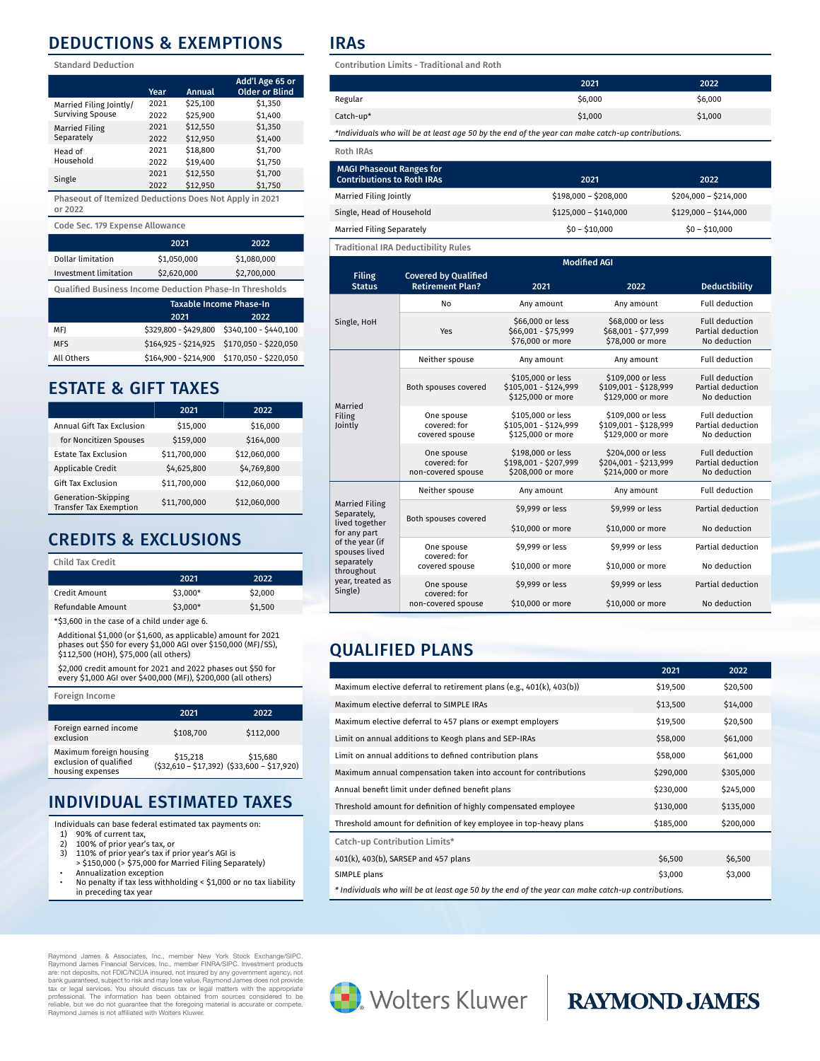## DEDUCTIONS & EXEMPTIONS

### Standard Deduction

| | Year | Annual | Add'l Age 65 or Older or Blind |
|---|---|---|---|
| Married Filing Jointly/ Surviving Spouse | 2021 | $25,100 | $1,350 |
| | 2022 | $25,900 | $1,400 |
| Married Filing Separately | 2021 | $12,550 | $1,350 |
| | 2022 | $12,950 | $1,400 |
| Head of Household | 2021 | $18,800 | $1,700 |
| | 2022 | $19,400 | $1,750 |
| Single | 2021 | $12,550 | $1,700 |
| | 2022 | $12,950 | $1,750 |

Phaseout of Itemized Deductions Does Not Apply in 2021 or 2022

### Code Sec. 179 Expense Allowance

| | 2021 | 2022 |
|---|---|---|
| Dollar limitation | $1,050,000 | $1,080,000 |
| Investment limitation | $2,620,000 | $2,700,000 |

### Qualified Business Income Deduction Phase-In Thresholds

| | Taxable Income Phase-In | |
|---|---|---|
| | 2021 | 2022 |
| MFJ | $329,800 - $429,800 | $340,100 - $440,100 |
| MFS | $164,925 - $214,925 | $170,050 - $220,050 |
| All Others | $164,900 - $214,900 | $170,050 - $220,050 |

## ESTATE & GIFT TAXES

| | 2021 | 2022 |
|---|---|---|
| Annual Gift Tax Exclusion | $15,000 | $16,000 |
| for Noncitizen Spouses | $159,000 | $164,000 |
| Estate Tax Exclusion | $11,700,000 | $12,060,000 |
| Applicable Credit | $4,625,800 | $4,769,800 |
| Gift Tax Exclusion | $11,700,000 | $12,060,000 |
| Generation-Skipping Transfer Tax Exemption | $11,700,000 | $12,060,000 |

## CREDITS & EXCLUSIONS

### Child Tax Credit

| | 2021 | 2022 |
|---|---|---|
| Credit Amount | $3,000* | $2,000 |
| Refundable Amount | $3,000* | $1,500 |

*$3,600 in the case of a child under age 6.

Additional $1,000 (or $1,600, as applicable) amount for 2021 phases out $50 for every $1,000 AGI over $150,000 (MFJ/SS), $112,500 (HOH), $75,000 (all others)

$2,000 credit amount for 2021 and 2022 phases out $50 for every $1,000 AGI over $400,000 (MFJ), $200,000 (all others)

### Foreign Income

| | 2021 | 2022 |
|---|---|---|
| Foreign earned income exclusion | $108,700 | $112,000 |
| Maximum foreign housing exclusion of qualified housing expenses | $15,218 ($32,610 – $17,392) | $15,680 ($33,600 – $17,920) |

## INDIVIDUAL ESTIMATED TAXES

Individuals can base federal estimated tax payments on:

1) 90% of current tax,
2) 100% of prior year's tax, or
3) 110% of prior year's tax if prior year's AGI is > $150,000 (> $75,000 for Married Filing Separately)

- Annualization exception
- No penalty if tax less withholding < $1,000 or no tax liability in preceding tax year

## IRAs

### Contribution Limits - Traditional and Roth

| | 2021 | 2022 |
|---|---|---|
| Regular | $6,000 | $6,000 |
| Catch-up* | $1,000 | $1,000 |

*Individuals who will be at least age 50 by the end of the year can make catch-up contributions.*

### Roth IRAs

| MAGI Phaseout Ranges for Contributions to Roth IRAs | 2021 | 2022 |
|---|---|---|
| Married Filing Jointly | $198,000 – $208,000 | $204,000 – $214,000 |
| Single, Head of Household | $125,000 – $140,000 | $129,000 – $144,000 |
| Married Filing Separately | $0 – $10,000 | $0 – $10,000 |

### Traditional IRA Deductibility Rules

| Filing Status | Covered by Qualified Retirement Plan? | Modified AGI 2021 | Modified AGI 2022 | Deductibility |
|---|---|---|---|---|
| Single, HoH | No | Any amount | Any amount | Full deduction |
| | Yes | $66,000 or less<br>$66,001 - $75,999<br>$76,000 or more | $68,000 or less<br>$68,001 - $77,999<br>$78,000 or more | Full deduction<br>Partial deduction<br>No deduction |
| Married Filing Jointly | Neither spouse | Any amount | Any amount | Full deduction |
| | Both spouses covered | $105,000 or less<br>$105,001 - $124,999<br>$125,000 or more | $109,000 or less<br>$109,001 - $128,999<br>$129,000 or more | Full deduction<br>Partial deduction<br>No deduction |
| | One spouse covered: for covered spouse | $105,000 or less<br>$105,001 - $124,999<br>$125,000 or more | $109,000 or less<br>$109,001 - $128,999<br>$129,000 or more | Full deduction<br>Partial deduction<br>No deduction |
| | One spouse covered: for non-covered spouse | $198,000 or less<br>$198,001 - $207,999<br>$208,000 or more | $204,000 or less<br>$204,001 - $213,999<br>$214,000 or more | Full deduction<br>Partial deduction<br>No deduction |
| Married Filing Separately, lived together for any part of the year (if spouses lived separately throughout year, treated as Single) | Neither spouse | Any amount | Any amount | Full deduction |
| | Both spouses covered | $9,999 or less<br>$10,000 or more | $9,999 or less<br>$10,000 or more | Partial deduction<br>No deduction |
| | One spouse covered: for covered spouse | $9,999 or less<br>$10,000 or more | $9,999 or less<br>$10,000 or more | Partial deduction<br>No deduction |
| | One spouse covered: for non-covered spouse | $9,999 or less<br>$10,000 or more | $9,999 or less<br>$10,000 or more | Partial deduction<br>No deduction |

## QUALIFIED PLANS

| | 2021 | 2022 |
|---|---|---|
| Maximum elective deferral to retirement plans (e.g., 401(k), 403(b)) | $19,500 | $20,500 |
| Maximum elective deferral to SIMPLE IRAs | $13,500 | $14,000 |
| Maximum elective deferral to 457 plans or exempt employers | $19,500 | $20,500 |
| Limit on annual additions to Keogh plans and SEP-IRAs | $58,000 | $61,000 |
| Limit on annual additions to defined contribution plans | $58,000 | $61,000 |
| Maximum annual compensation taken into account for contributions | $290,000 | $305,000 |
| Annual benefit limit under defined benefit plans | $230,000 | $245,000 |
| Threshold amount for definition of highly compensated employee | $130,000 | $135,000 |
| Threshold amount for definition of key employee in top-heavy plans | $185,000 | $200,000 |
| **Catch-up Contribution Limits*** | | |
| 401(k), 403(b), SARSEP and 457 plans | $6,500 | $6,500 |
| SIMPLE plans | $3,000 | $3,000 |

*\* Individuals who will be at least age 50 by the end of the year can make catch-up contributions.*

Raymond James & Associates, Inc., member New York Stock Exchange/SIPC. Raymond James Financial Services, Inc., member FINRA/SIPC. Investment products are: not deposits, not FDIC/NCUA insured, not insured by any government agency, not bank guaranteed, subject to risk and may lose value. Raymond James does not provide tax or legal services. You should discuss tax or legal matters with the appropriate professional. The information has been obtained from sources considered to be reliable, but we do not guarantee that the foregoing material is accurate or compete. Raymond James is not affiliated with Wolters Kluwer.

Wolters Kluwer | RAYMOND JAMES